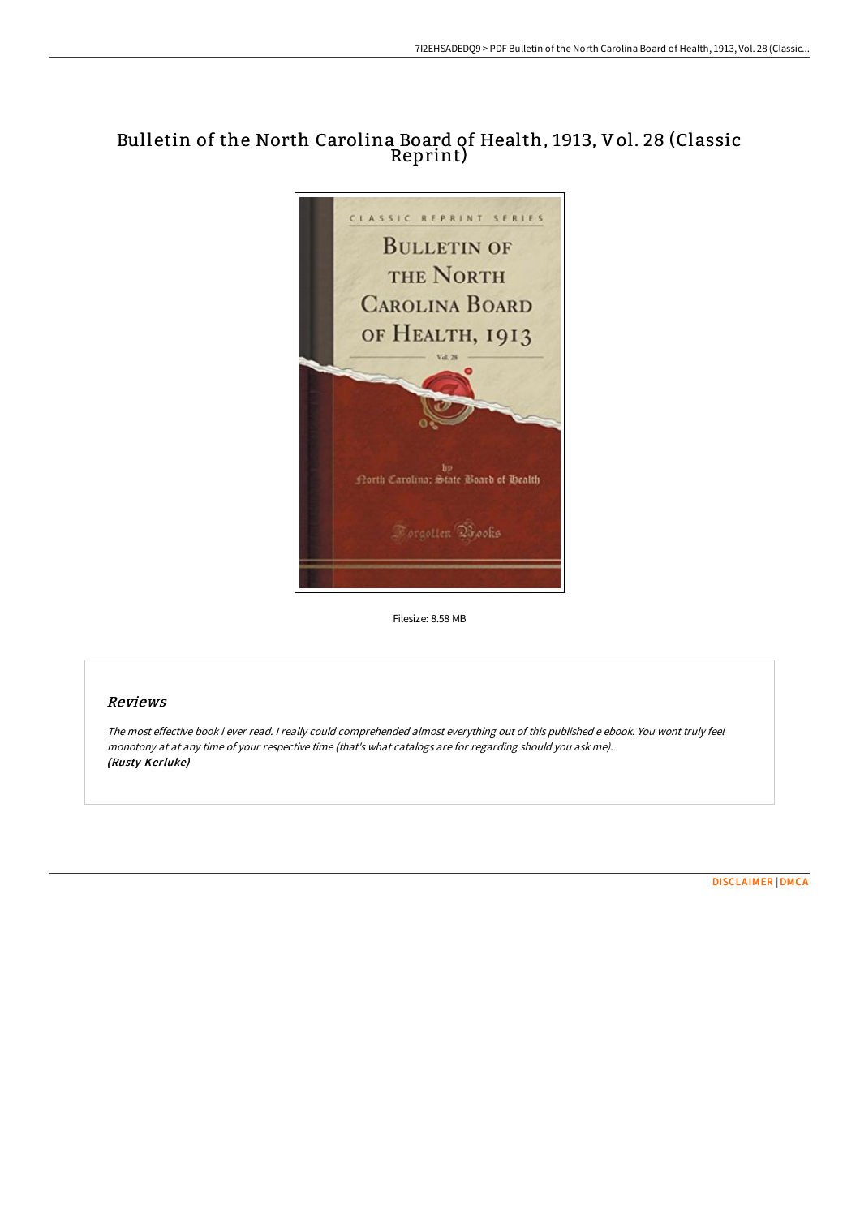# Bulletin of the North Carolina Board of Health, 1913, Vol. 28 (Classic Reprint)

Filesize: 8.58 MB

## Reviews

*The most effective book i ever read. I really could comprehended almost everything out of this published e ebook. You wont truly feel monotony at at any time of your respective time (that's what catalogs are for regarding should you ask me).*
***(Rusty Kerluke)***

DISCLAIMER | DMCA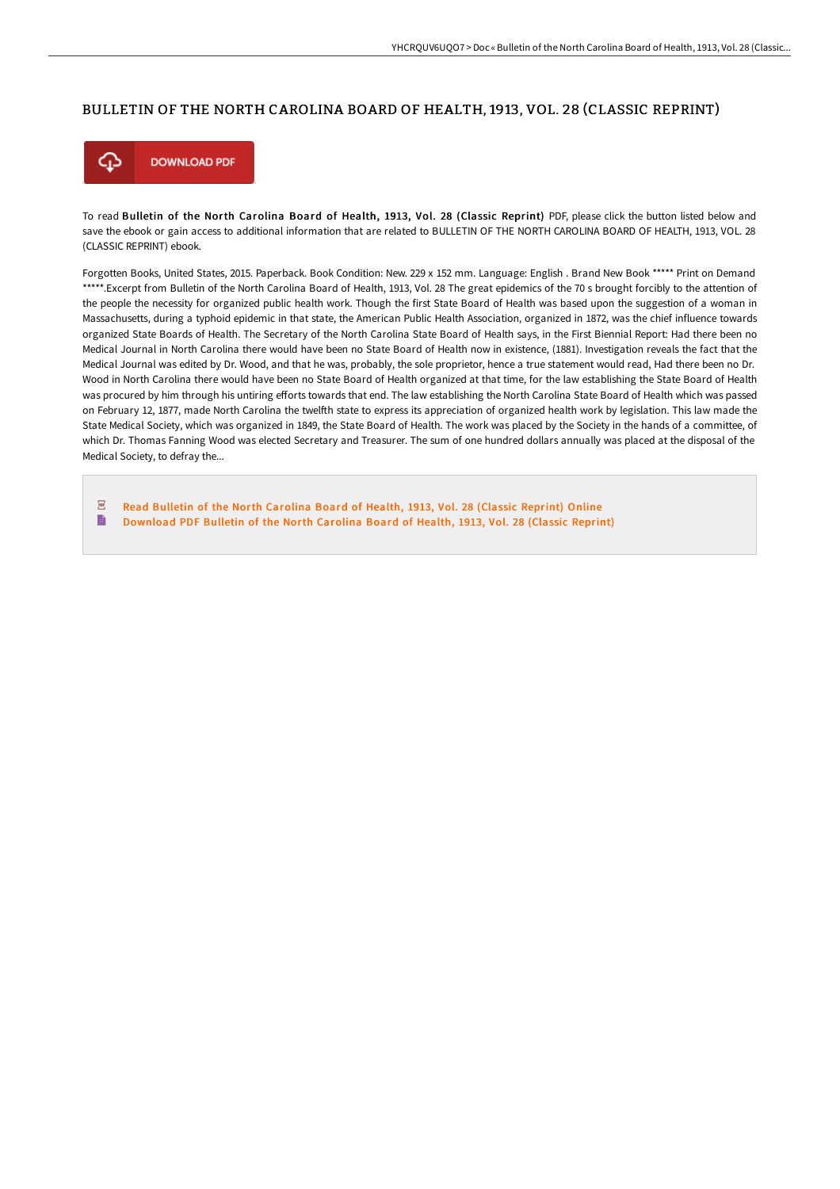# BULLETIN OF THE NORTH CAROLINA BOARD OF HEALTH, 1913, VOL. 28 (CLASSIC REPRINT)

DOWNLOAD PDF

To read **Bulletin of the North Carolina Board of Health, 1913, Vol. 28 (Classic Reprint)** PDF, please click the button listed below and save the ebook or gain access to additional information that are related to BULLETIN OF THE NORTH CAROLINA BOARD OF HEALTH, 1913, VOL. 28 (CLASSIC REPRINT) ebook.

Forgotten Books, United States, 2015. Paperback. Book Condition: New. 229 x 152 mm. Language: English . Brand New Book ***** Print on Demand *****.Excerpt from Bulletin of the North Carolina Board of Health, 1913, Vol. 28 The great epidemics of the 70 s brought forcibly to the attention of the people the necessity for organized public health work. Though the first State Board of Health was based upon the suggestion of a woman in Massachusetts, during a typhoid epidemic in that state, the American Public Health Association, organized in 1872, was the chief influence towards organized State Boards of Health. The Secretary of the North Carolina State Board of Health says, in the First Biennial Report: Had there been no Medical Journal in North Carolina there would have been no State Board of Health now in existence, (1881). Investigation reveals the fact that the Medical Journal was edited by Dr. Wood, and that he was, probably, the sole proprietor, hence a true statement would read, Had there been no Dr. Wood in North Carolina there would have been no State Board of Health organized at that time, for the law establishing the State Board of Health was procured by him through his untiring efforts towards that end. The law establishing the North Carolina State Board of Health which was passed on February 12, 1877, made North Carolina the twelfth state to express its appreciation of organized health work by legislation. This law made the State Medical Society, which was organized in 1849, the State Board of Health. The work was placed by the Society in the hands of a committee, of which Dr. Thomas Fanning Wood was elected Secretary and Treasurer. The sum of one hundred dollars annually was placed at the disposal of the Medical Society, to defray the...

- Read Bulletin of the North Carolina Board of Health, 1913, Vol. 28 (Classic Reprint) Online
- Download PDF Bulletin of the North Carolina Board of Health, 1913, Vol. 28 (Classic Reprint)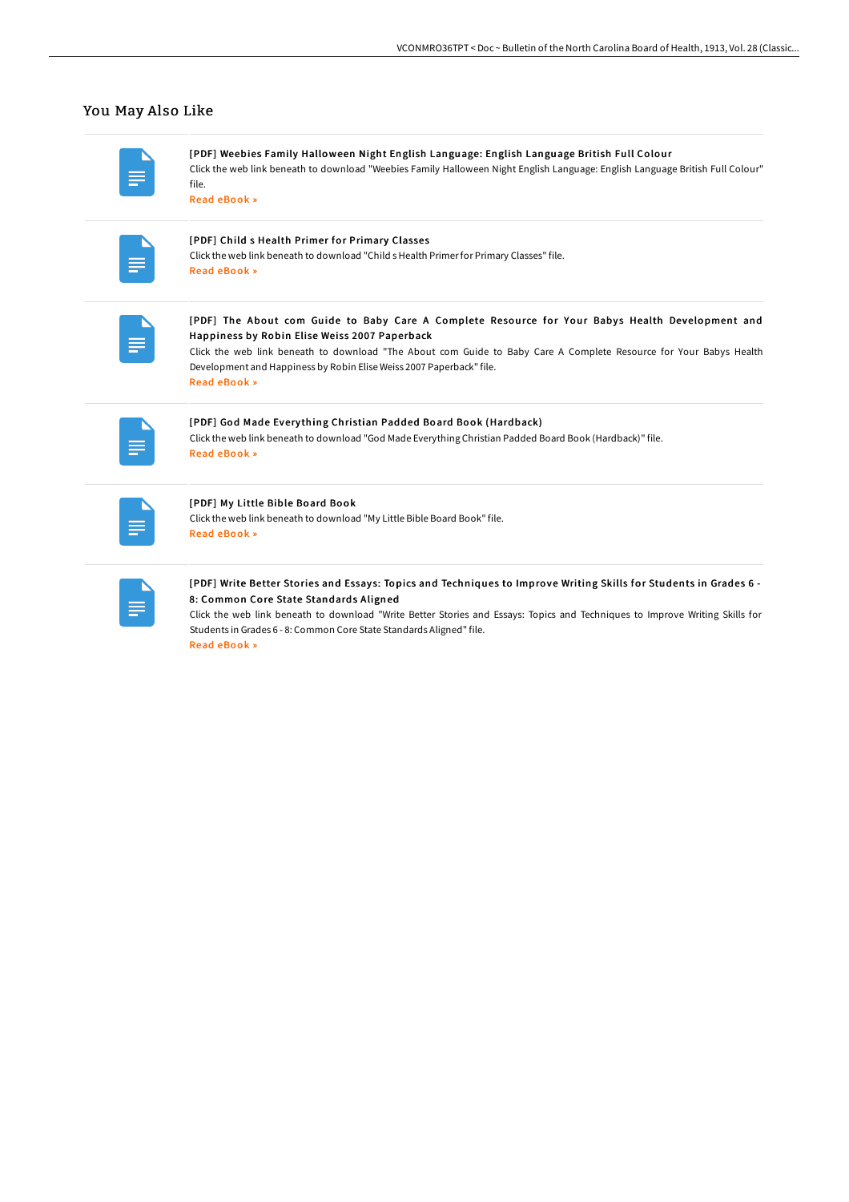## You May Also Like

**[PDF] Weebies Family Halloween Night English Language: English Language British Full Colour**

Click the web link beneath to download "Weebies Family Halloween Night English Language: English Language British Full Colour" file.

Read eBook »

**[PDF] Child s Health Primer for Primary Classes**

Click the web link beneath to download "Child s Health Primer for Primary Classes" file.

Read eBook »

**[PDF] The About com Guide to Baby Care A Complete Resource for Your Babys Health Development and Happiness by Robin Elise Weiss 2007 Paperback**

Click the web link beneath to download "The About com Guide to Baby Care A Complete Resource for Your Babys Health Development and Happiness by Robin Elise Weiss 2007 Paperback" file.

Read eBook »

**[PDF] God Made Everything Christian Padded Board Book (Hardback)**

Click the web link beneath to download "God Made Everything Christian Padded Board Book (Hardback)" file.

Read eBook »

**[PDF] My Little Bible Board Book**

Click the web link beneath to download "My Little Bible Board Book" file.

Read eBook »

**[PDF] Write Better Stories and Essays: Topics and Techniques to Improve Writing Skills for Students in Grades 6 - 8: Common Core State Standards Aligned**

Click the web link beneath to download "Write Better Stories and Essays: Topics and Techniques to Improve Writing Skills for Students in Grades 6 - 8: Common Core State Standards Aligned" file.

Read eBook »